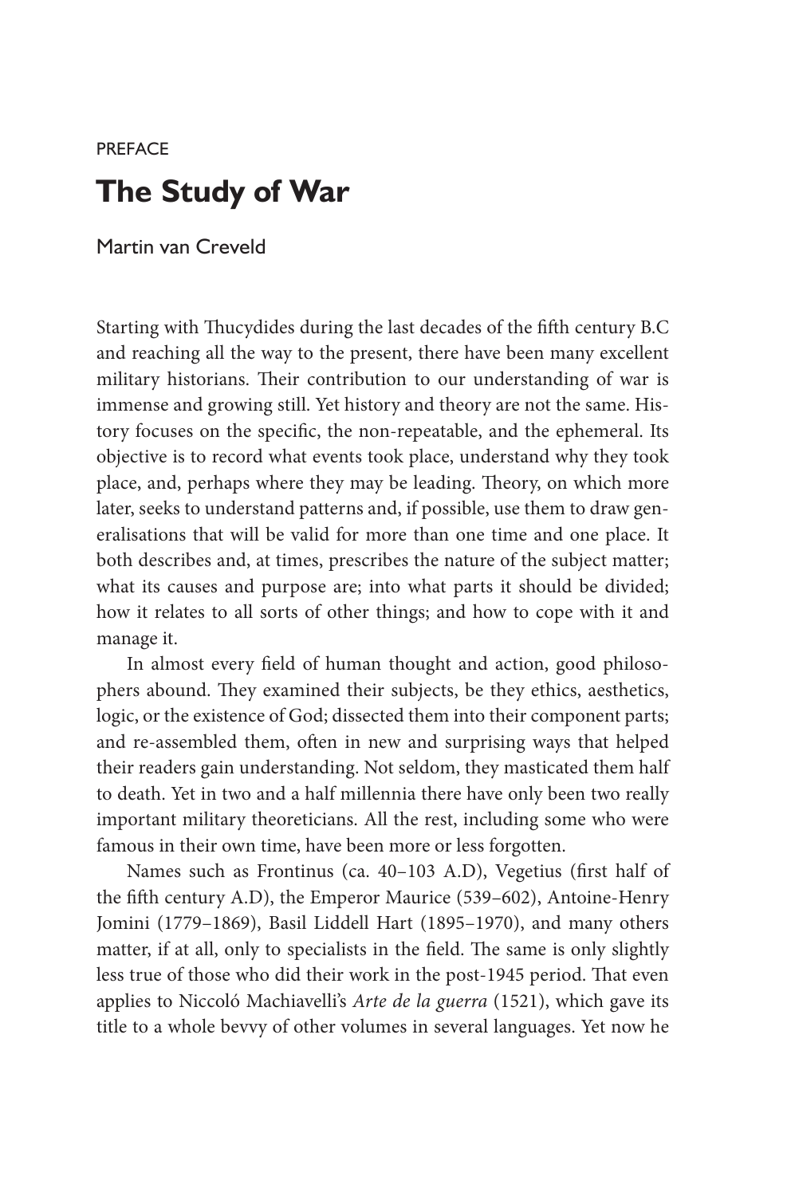PREFACE

# The Study of War

Martin van Creveld

Starting with Thucydides during the last decades of the fifth century B.C and reaching all the way to the present, there have been many excellent military historians. Their contribution to our understanding of war is immense and growing still. Yet history and theory are not the same. History focuses on the specific, the non-repeatable, and the ephemeral. Its objective is to record what events took place, understand why they took place, and, perhaps where they may be leading. Theory, on which more later, seeks to understand patterns and, if possible, use them to draw generalisations that will be valid for more than one time and one place. It both describes and, at times, prescribes the nature of the subject matter; what its causes and purpose are; into what parts it should be divided; how it relates to all sorts of other things; and how to cope with it and manage it.

In almost every field of human thought and action, good philosophers abound. They examined their subjects, be they ethics, aesthetics, logic, or the existence of God; dissected them into their component parts; and re-assembled them, often in new and surprising ways that helped their readers gain understanding. Not seldom, they masticated them half to death. Yet in two and a half millennia there have only been two really important military theoreticians. All the rest, including some who were famous in their own time, have been more or less forgotten.

Names such as Frontinus (ca. 40–103 A.D), Vegetius (first half of the fifth century A.D), the Emperor Maurice (539–602), Antoine-Henry Jomini (1779–1869), Basil Liddell Hart (1895–1970), and many others matter, if at all, only to specialists in the field. The same is only slightly less true of those who did their work in the post-1945 period. That even applies to Niccoló Machiavelli's *Arte de la guerra* (1521), which gave its title to a whole bevvy of other volumes in several languages. Yet now he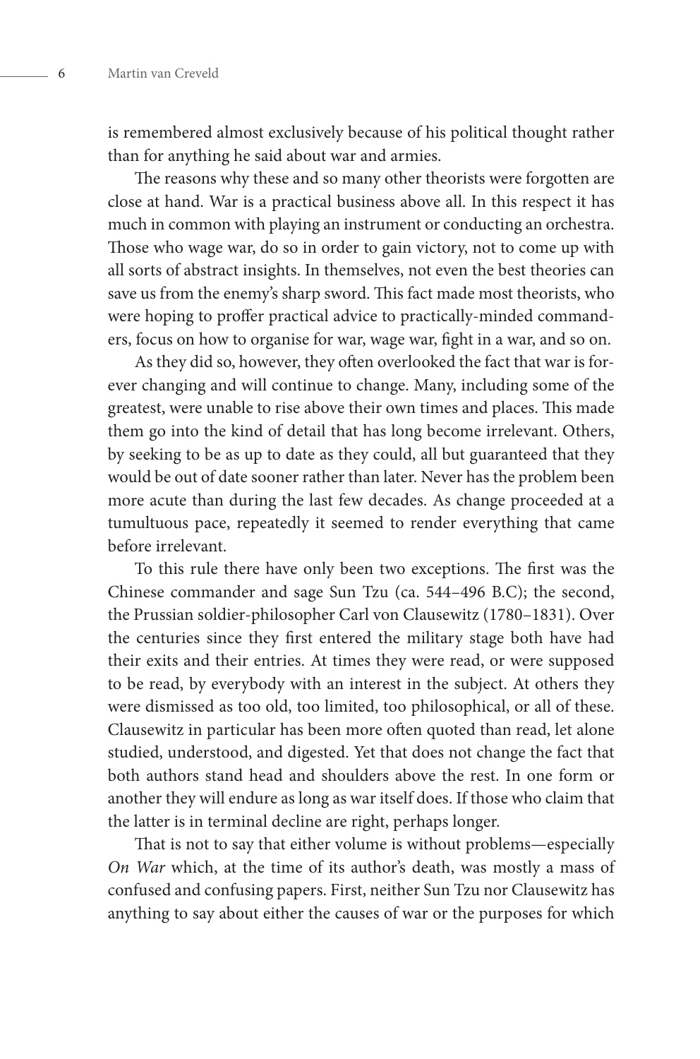is remembered almost exclusively because of his political thought rather than for anything he said about war and armies.

The reasons why these and so many other theorists were forgotten are close at hand. War is a practical business above all. In this respect it has much in common with playing an instrument or conducting an orchestra. Those who wage war, do so in order to gain victory, not to come up with all sorts of abstract insights. In themselves, not even the best theories can save us from the enemy's sharp sword. This fact made most theorists, who were hoping to proffer practical advice to practically-minded commanders, focus on how to organise for war, wage war, fight in a war, and so on.

As they did so, however, they often overlooked the fact that war is forever changing and will continue to change. Many, including some of the greatest, were unable to rise above their own times and places. This made them go into the kind of detail that has long become irrelevant. Others, by seeking to be as up to date as they could, all but guaranteed that they would be out of date sooner rather than later. Never has the problem been more acute than during the last few decades. As change proceeded at a tumultuous pace, repeatedly it seemed to render everything that came before irrelevant.

To this rule there have only been two exceptions. The first was the Chinese commander and sage Sun Tzu (ca. 544–496 B.C); the second, the Prussian soldier-philosopher Carl von Clausewitz (1780–1831). Over the centuries since they first entered the military stage both have had their exits and their entries. At times they were read, or were supposed to be read, by everybody with an interest in the subject. At others they were dismissed as too old, too limited, too philosophical, or all of these. Clausewitz in particular has been more often quoted than read, let alone studied, understood, and digested. Yet that does not change the fact that both authors stand head and shoulders above the rest. In one form or another they will endure as long as war itself does. If those who claim that the latter is in terminal decline are right, perhaps longer.

That is not to say that either volume is without problems—especially *On War* which, at the time of its author's death, was mostly a mass of confused and confusing papers. First, neither Sun Tzu nor Clausewitz has anything to say about either the causes of war or the purposes for which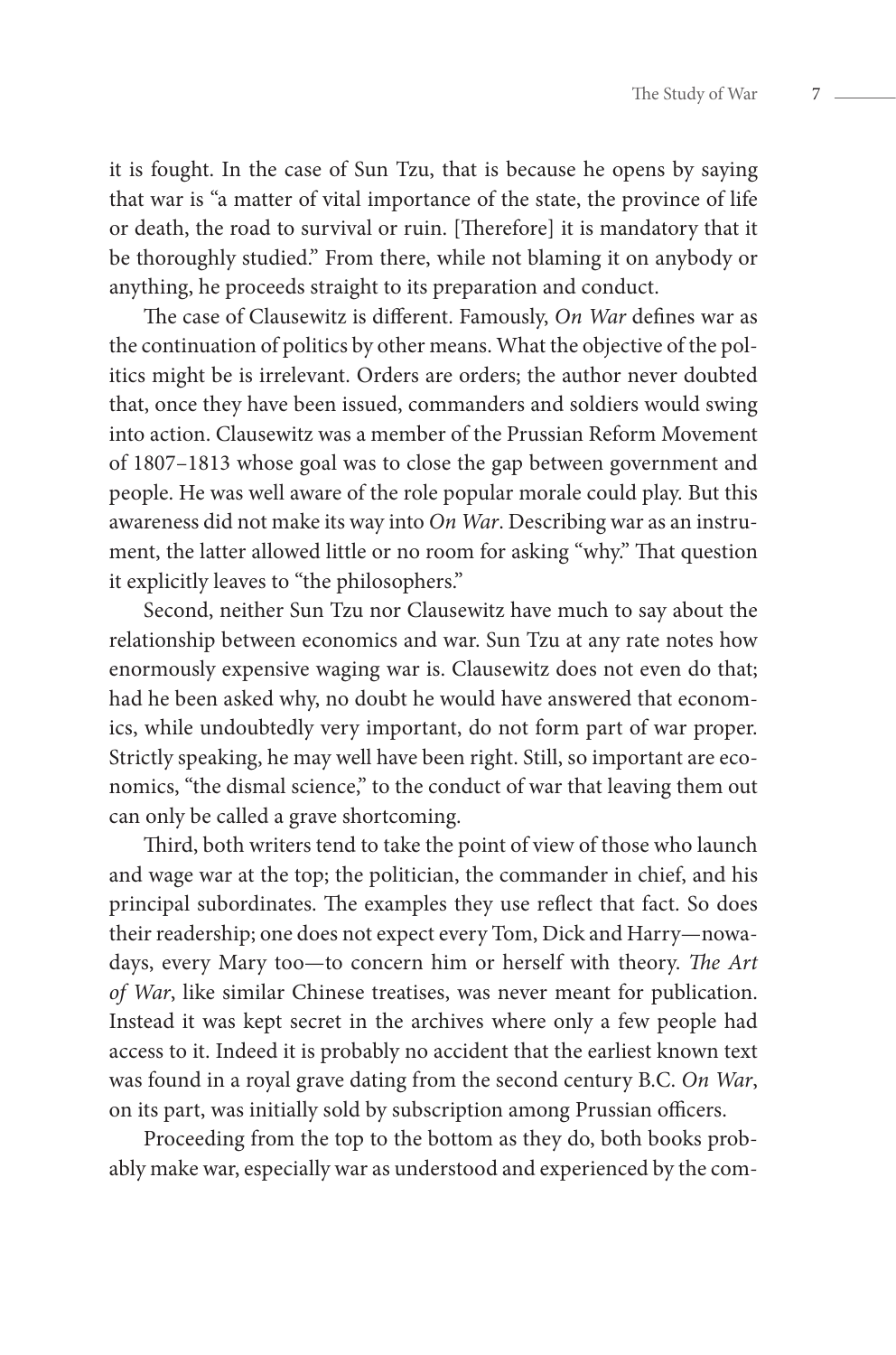it is fought. In the case of Sun Tzu, that is because he opens by saying that war is "a matter of vital importance of the state, the province of life or death, the road to survival or ruin. [Therefore] it is mandatory that it be thoroughly studied." From there, while not blaming it on anybody or anything, he proceeds straight to its preparation and conduct.

The case of Clausewitz is different. Famously, *On War* defines war as the continuation of politics by other means. What the objective of the politics might be is irrelevant. Orders are orders; the author never doubted that, once they have been issued, commanders and soldiers would swing into action. Clausewitz was a member of the Prussian Reform Movement of 1807–1813 whose goal was to close the gap between government and people. He was well aware of the role popular morale could play. But this awareness did not make its way into *On War*. Describing war as an instrument, the latter allowed little or no room for asking "why." That question it explicitly leaves to "the philosophers."

Second, neither Sun Tzu nor Clausewitz have much to say about the relationship between economics and war. Sun Tzu at any rate notes how enormously expensive waging war is. Clausewitz does not even do that; had he been asked why, no doubt he would have answered that economics, while undoubtedly very important, do not form part of war proper. Strictly speaking, he may well have been right. Still, so important are economics, "the dismal science," to the conduct of war that leaving them out can only be called a grave shortcoming.

Third, both writers tend to take the point of view of those who launch and wage war at the top; the politician, the commander in chief, and his principal subordinates. The examples they use reflect that fact. So does their readership; one does not expect every Tom, Dick and Harry—nowadays, every Mary too—to concern him or herself with theory. *The Art of War*, like similar Chinese treatises, was never meant for publication. Instead it was kept secret in the archives where only a few people had access to it. Indeed it is probably no accident that the earliest known text was found in a royal grave dating from the second century B.C. *On War*, on its part, was initially sold by subscription among Prussian officers.

Proceeding from the top to the bottom as they do, both books probably make war, especially war as understood and experienced by the com-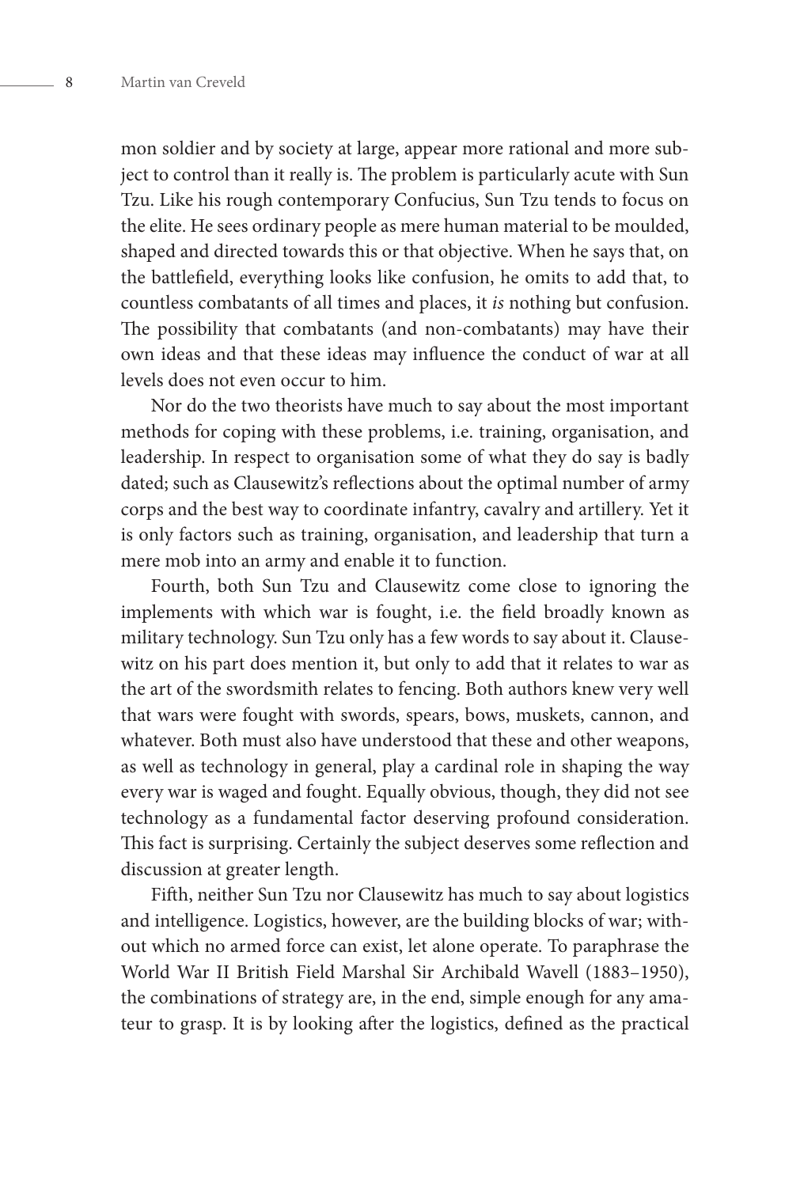mon soldier and by society at large, appear more rational and more subject to control than it really is. The problem is particularly acute with Sun Tzu. Like his rough contemporary Confucius, Sun Tzu tends to focus on the elite. He sees ordinary people as mere human material to be moulded, shaped and directed towards this or that objective. When he says that, on the battlefield, everything looks like confusion, he omits to add that, to countless combatants of all times and places, it *is* nothing but confusion. The possibility that combatants (and non-combatants) may have their own ideas and that these ideas may influence the conduct of war at all levels does not even occur to him.

Nor do the two theorists have much to say about the most important methods for coping with these problems, i.e. training, organisation, and leadership. In respect to organisation some of what they do say is badly dated; such as Clausewitz's reflections about the optimal number of army corps and the best way to coordinate infantry, cavalry and artillery. Yet it is only factors such as training, organisation, and leadership that turn a mere mob into an army and enable it to function.

Fourth, both Sun Tzu and Clausewitz come close to ignoring the implements with which war is fought, i.e. the field broadly known as military technology. Sun Tzu only has a few words to say about it. Clausewitz on his part does mention it, but only to add that it relates to war as the art of the swordsmith relates to fencing. Both authors knew very well that wars were fought with swords, spears, bows, muskets, cannon, and whatever. Both must also have understood that these and other weapons, as well as technology in general, play a cardinal role in shaping the way every war is waged and fought. Equally obvious, though, they did not see technology as a fundamental factor deserving profound consideration. This fact is surprising. Certainly the subject deserves some reflection and discussion at greater length.

Fifth, neither Sun Tzu nor Clausewitz has much to say about logistics and intelligence. Logistics, however, are the building blocks of war; without which no armed force can exist, let alone operate. To paraphrase the World War II British Field Marshal Sir Archibald Wavell (1883–1950), the combinations of strategy are, in the end, simple enough for any amateur to grasp. It is by looking after the logistics, defined as the practical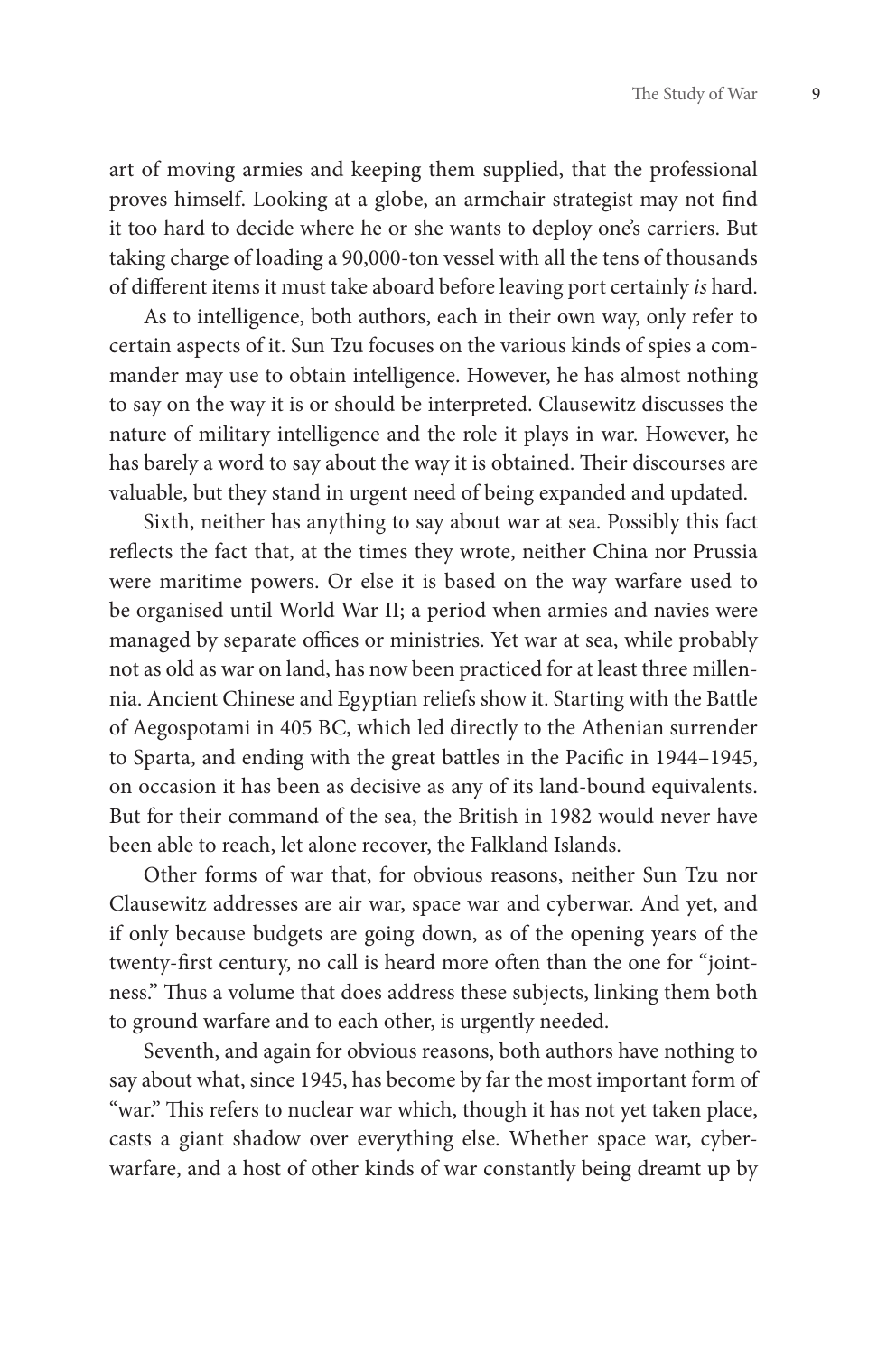art of moving armies and keeping them supplied, that the professional proves himself. Looking at a globe, an armchair strategist may not find it too hard to decide where he or she wants to deploy one's carriers. But taking charge of loading a 90,000-ton vessel with all the tens of thousands of different items it must take aboard before leaving port certainly *is* hard.

As to intelligence, both authors, each in their own way, only refer to certain aspects of it. Sun Tzu focuses on the various kinds of spies a commander may use to obtain intelligence. However, he has almost nothing to say on the way it is or should be interpreted. Clausewitz discusses the nature of military intelligence and the role it plays in war. However, he has barely a word to say about the way it is obtained. Their discourses are valuable, but they stand in urgent need of being expanded and updated.

Sixth, neither has anything to say about war at sea. Possibly this fact reflects the fact that, at the times they wrote, neither China nor Prussia were maritime powers. Or else it is based on the way warfare used to be organised until World War II; a period when armies and navies were managed by separate offices or ministries. Yet war at sea, while probably not as old as war on land, has now been practiced for at least three millennia. Ancient Chinese and Egyptian reliefs show it. Starting with the Battle of Aegospotami in 405 BC, which led directly to the Athenian surrender to Sparta, and ending with the great battles in the Pacific in 1944–1945, on occasion it has been as decisive as any of its land-bound equivalents. But for their command of the sea, the British in 1982 would never have been able to reach, let alone recover, the Falkland Islands.

Other forms of war that, for obvious reasons, neither Sun Tzu nor Clausewitz addresses are air war, space war and cyberwar. And yet, and if only because budgets are going down, as of the opening years of the twenty-first century, no call is heard more often than the one for "jointness." Thus a volume that does address these subjects, linking them both to ground warfare and to each other, is urgently needed.

Seventh, and again for obvious reasons, both authors have nothing to say about what, since 1945, has become by far the most important form of "war." This refers to nuclear war which, though it has not yet taken place, casts a giant shadow over everything else. Whether space war, cyberwarfare, and a host of other kinds of war constantly being dreamt up by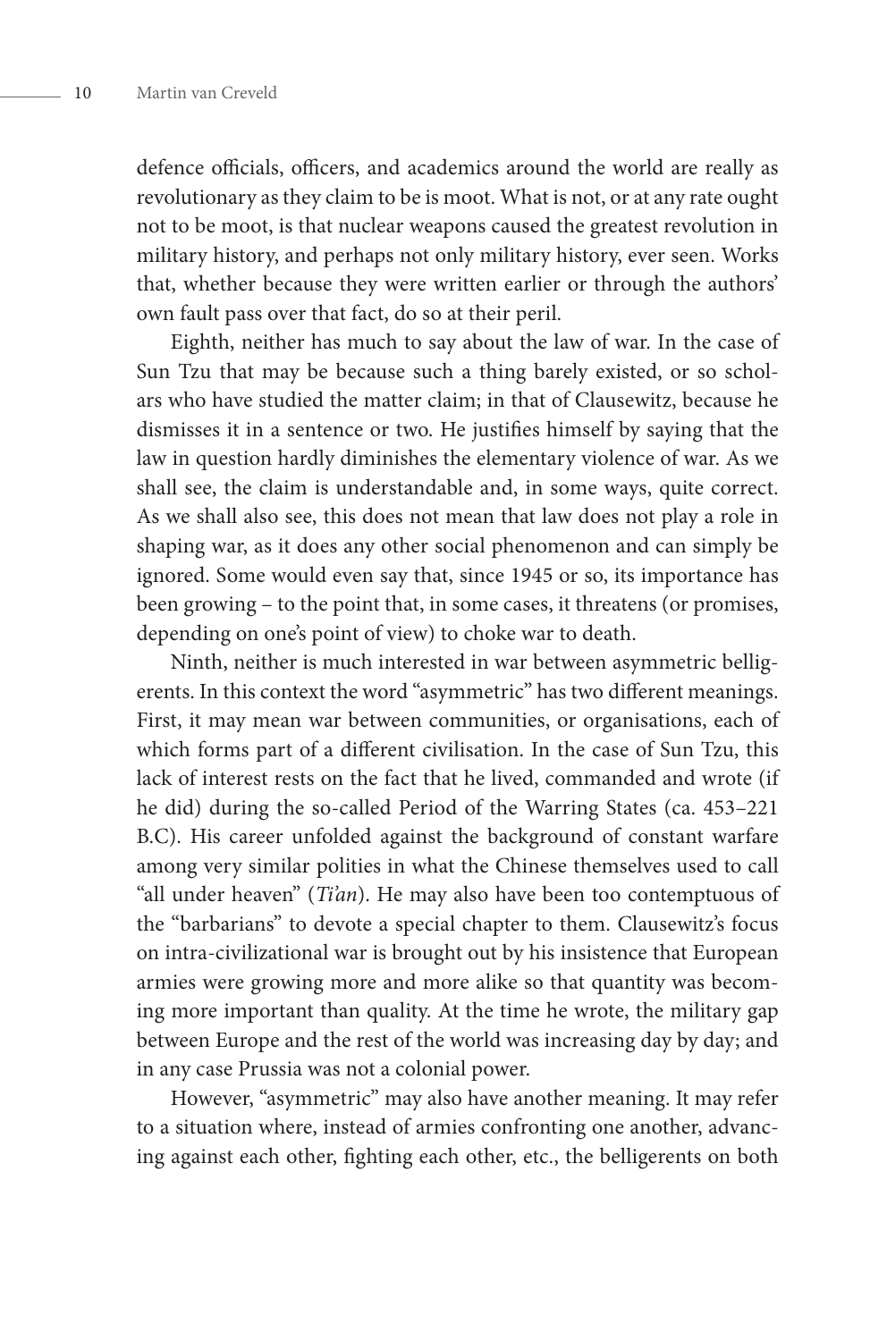defence officials, officers, and academics around the world are really as revolutionary as they claim to be is moot. What is not, or at any rate ought not to be moot, is that nuclear weapons caused the greatest revolution in military history, and perhaps not only military history, ever seen. Works that, whether because they were written earlier or through the authors' own fault pass over that fact, do so at their peril.

Eighth, neither has much to say about the law of war. In the case of Sun Tzu that may be because such a thing barely existed, or so scholars who have studied the matter claim; in that of Clausewitz, because he dismisses it in a sentence or two. He justifies himself by saying that the law in question hardly diminishes the elementary violence of war. As we shall see, the claim is understandable and, in some ways, quite correct. As we shall also see, this does not mean that law does not play a role in shaping war, as it does any other social phenomenon and can simply be ignored. Some would even say that, since 1945 or so, its importance has been growing – to the point that, in some cases, it threatens (or promises, depending on one's point of view) to choke war to death.

Ninth, neither is much interested in war between asymmetric belligerents. In this context the word "asymmetric" has two different meanings. First, it may mean war between communities, or organisations, each of which forms part of a different civilisation. In the case of Sun Tzu, this lack of interest rests on the fact that he lived, commanded and wrote (if he did) during the so-called Period of the Warring States (ca. 453–221 B.C). His career unfolded against the background of constant warfare among very similar polities in what the Chinese themselves used to call "all under heaven" (*Ti'an*). He may also have been too contemptuous of the "barbarians" to devote a special chapter to them. Clausewitz's focus on intra-civilizational war is brought out by his insistence that European armies were growing more and more alike so that quantity was becoming more important than quality. At the time he wrote, the military gap between Europe and the rest of the world was increasing day by day; and in any case Prussia was not a colonial power.

However, "asymmetric" may also have another meaning. It may refer to a situation where, instead of armies confronting one another, advancing against each other, fighting each other, etc., the belligerents on both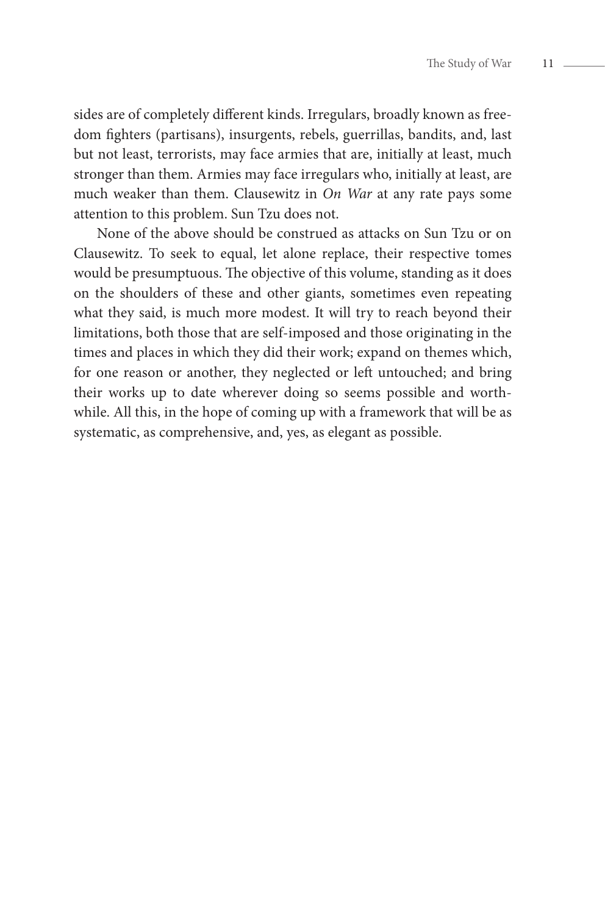sides are of completely different kinds. Irregulars, broadly known as freedom fighters (partisans), insurgents, rebels, guerrillas, bandits, and, last but not least, terrorists, may face armies that are, initially at least, much stronger than them. Armies may face irregulars who, initially at least, are much weaker than them. Clausewitz in *On War* at any rate pays some attention to this problem. Sun Tzu does not.

None of the above should be construed as attacks on Sun Tzu or on Clausewitz. To seek to equal, let alone replace, their respective tomes would be presumptuous. The objective of this volume, standing as it does on the shoulders of these and other giants, sometimes even repeating what they said, is much more modest. It will try to reach beyond their limitations, both those that are self-imposed and those originating in the times and places in which they did their work; expand on themes which, for one reason or another, they neglected or left untouched; and bring their works up to date wherever doing so seems possible and worthwhile. All this, in the hope of coming up with a framework that will be as systematic, as comprehensive, and, yes, as elegant as possible.